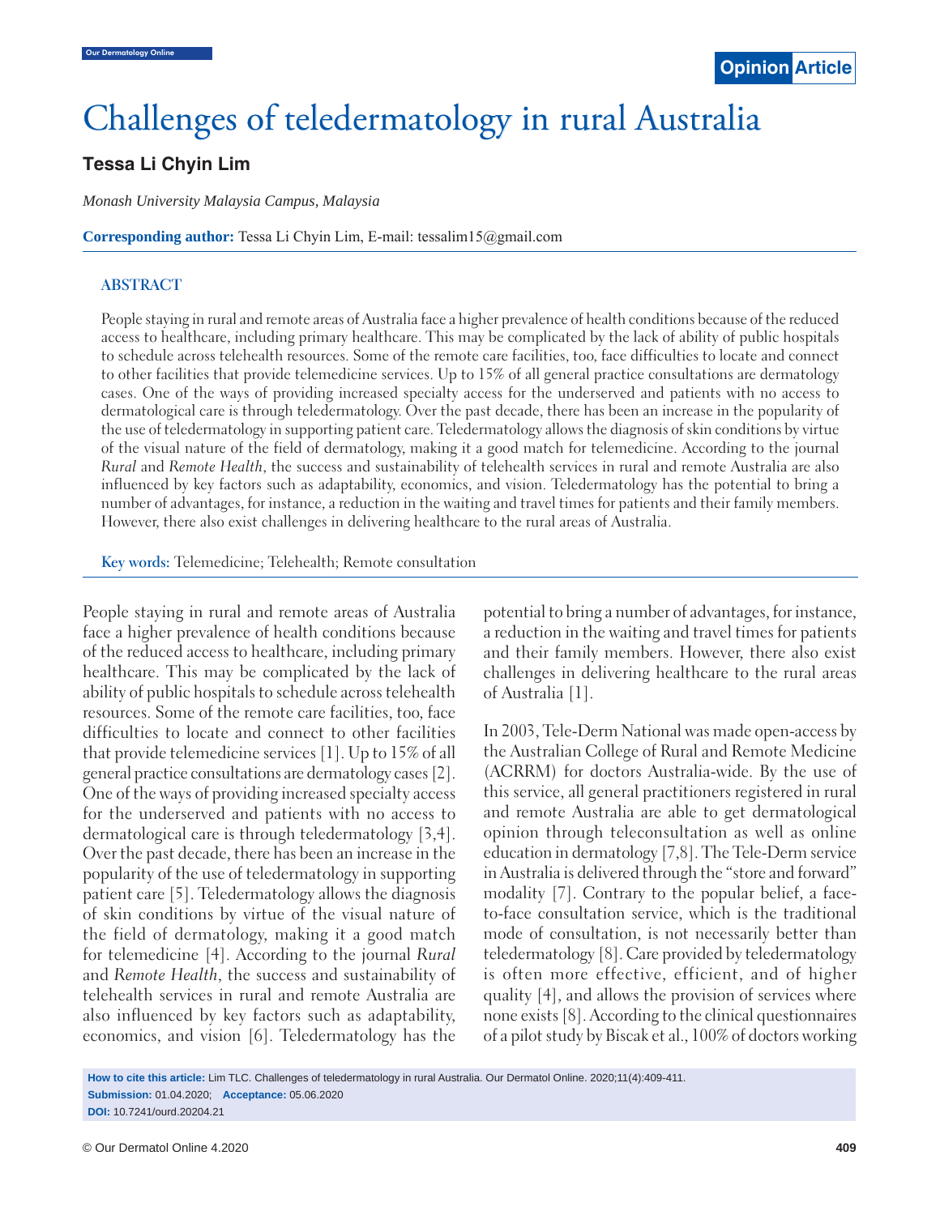Opinion Article

# Challenges of teledermatology in rural Australia

**Tessa Li Chyin Lim**

*Monash University Malaysia Campus, Malaysia*

**Corresponding author:** Tessa Li Chyin Lim, E-mail: tessalim15@gmail.com

## ABSTRACT

People staying in rural and remote areas of Australia face a higher prevalence of health conditions because of the reduced access to healthcare, including primary healthcare. This may be complicated by the lack of ability of public hospitals to schedule across telehealth resources. Some of the remote care facilities, too, face difficulties to locate and connect to other facilities that provide telemedicine services. Up to 15% of all general practice consultations are dermatology cases. One of the ways of providing increased specialty access for the underserved and patients with no access to dermatological care is through teledermatology. Over the past decade, there has been an increase in the popularity of the use of teledermatology in supporting patient care. Teledermatology allows the diagnosis of skin conditions by virtue of the visual nature of the field of dermatology, making it a good match for telemedicine. According to the journal *Rural* and *Remote Health*, the success and sustainability of telehealth services in rural and remote Australia are also influenced by key factors such as adaptability, economics, and vision. Teledermatology has the potential to bring a number of advantages, for instance, a reduction in the waiting and travel times for patients and their family members. However, there also exist challenges in delivering healthcare to the rural areas of Australia.

**Key words:** Telemedicine; Telehealth; Remote consultation

People staying in rural and remote areas of Australia face a higher prevalence of health conditions because of the reduced access to healthcare, including primary healthcare. This may be complicated by the lack of ability of public hospitals to schedule across telehealth resources. Some of the remote care facilities, too, face difficulties to locate and connect to other facilities that provide telemedicine services [1]. Up to 15% of all general practice consultations are dermatology cases [2]. One of the ways of providing increased specialty access for the underserved and patients with no access to dermatological care is through teledermatology [3,4]. Over the past decade, there has been an increase in the popularity of the use of teledermatology in supporting patient care [5]. Teledermatology allows the diagnosis of skin conditions by virtue of the visual nature of the field of dermatology, making it a good match for telemedicine [4]. According to the journal *Rural* and *Remote Health*, the success and sustainability of telehealth services in rural and remote Australia are also influenced by key factors such as adaptability, economics, and vision [6]. Teledermatology has the potential to bring a number of advantages, for instance, a reduction in the waiting and travel times for patients and their family members. However, there also exist challenges in delivering healthcare to the rural areas of Australia [1].

In 2003, Tele-Derm National was made open-access by the Australian College of Rural and Remote Medicine (ACRRM) for doctors Australia-wide. By the use of this service, all general practitioners registered in rural and remote Australia are able to get dermatological opinion through teleconsultation as well as online education in dermatology [7,8]. The Tele-Derm service in Australia is delivered through the "store and forward" modality [7]. Contrary to the popular belief, a face-to-face consultation service, which is the traditional mode of consultation, is not necessarily better than teledermatology [8]. Care provided by teledermatology is often more effective, efficient, and of higher quality [4], and allows the provision of services where none exists [8]. According to the clinical questionnaires of a pilot study by Biscak et al., 100% of doctors working

**How to cite this article:** Lim TLC. Challenges of teledermatology in rural Australia. Our Dermatol Online. 2020;11(4):409-411.
**Submission:** 01.04.2020; **Acceptance:** 05.06.2020
**DOI:** 10.7241/ourd.20204.21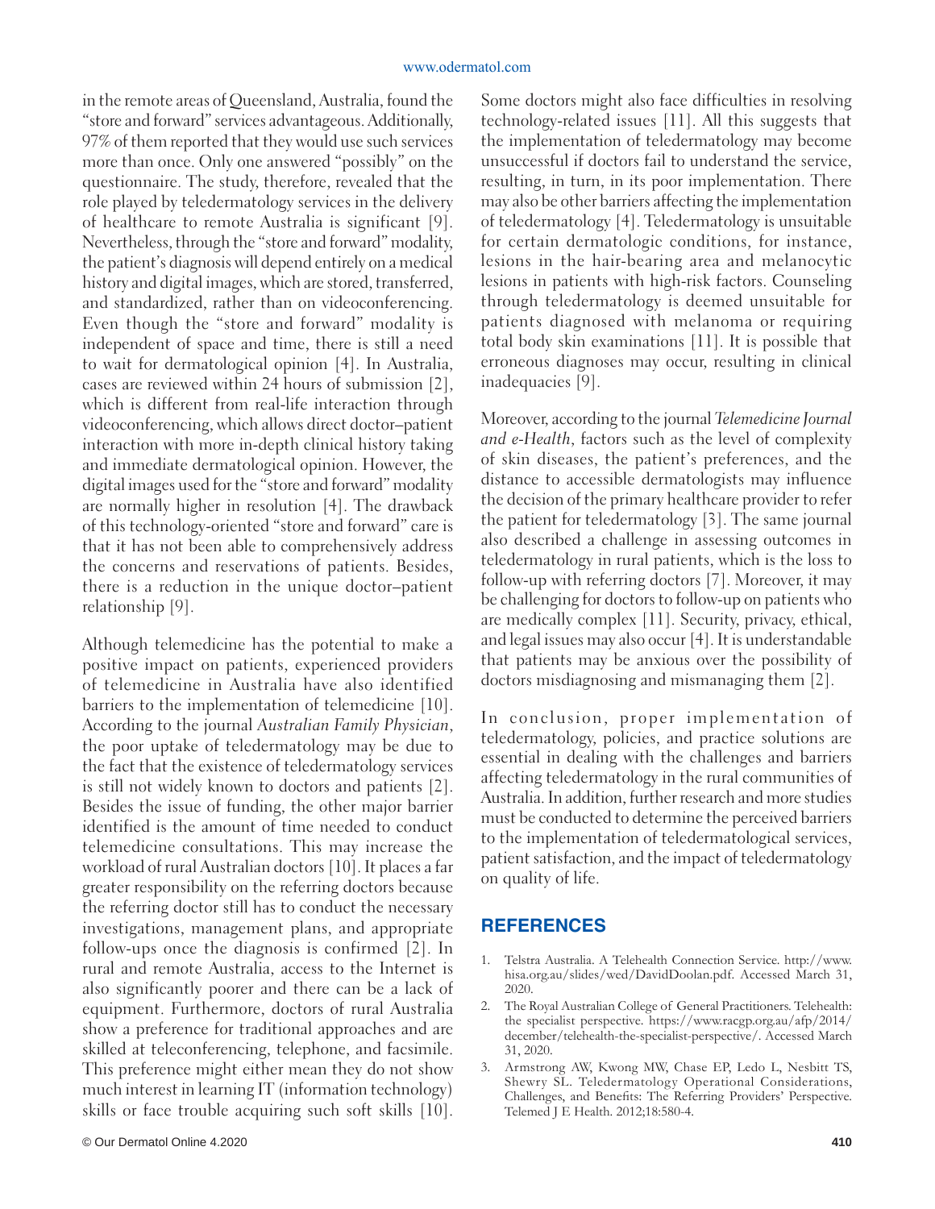in the remote areas of Queensland, Australia, found the "store and forward" services advantageous. Additionally, 97% of them reported that they would use such services more than once. Only one answered "possibly" on the questionnaire. The study, therefore, revealed that the role played by teledermatology services in the delivery of healthcare to remote Australia is significant [9]. Nevertheless, through the "store and forward" modality, the patient's diagnosis will depend entirely on a medical history and digital images, which are stored, transferred, and standardized, rather than on videoconferencing. Even though the "store and forward" modality is independent of space and time, there is still a need to wait for dermatological opinion [4]. In Australia, cases are reviewed within 24 hours of submission [2], which is different from real-life interaction through videoconferencing, which allows direct doctor–patient interaction with more in-depth clinical history taking and immediate dermatological opinion. However, the digital images used for the "store and forward" modality are normally higher in resolution [4]. The drawback of this technology-oriented "store and forward" care is that it has not been able to comprehensively address the concerns and reservations of patients. Besides, there is a reduction in the unique doctor–patient relationship [9].

Although telemedicine has the potential to make a positive impact on patients, experienced providers of telemedicine in Australia have also identified barriers to the implementation of telemedicine [10]. According to the journal *Australian Family Physician*, the poor uptake of teledermatology may be due to the fact that the existence of teledermatology services is still not widely known to doctors and patients [2]. Besides the issue of funding, the other major barrier identified is the amount of time needed to conduct telemedicine consultations. This may increase the workload of rural Australian doctors [10]. It places a far greater responsibility on the referring doctors because the referring doctor still has to conduct the necessary investigations, management plans, and appropriate follow-ups once the diagnosis is confirmed [2]. In rural and remote Australia, access to the Internet is also significantly poorer and there can be a lack of equipment. Furthermore, doctors of rural Australia show a preference for traditional approaches and are skilled at teleconferencing, telephone, and facsimile. This preference might either mean they do not show much interest in learning IT (information technology) skills or face trouble acquiring such soft skills [10]. Some doctors might also face difficulties in resolving technology-related issues [11]. All this suggests that the implementation of teledermatology may become unsuccessful if doctors fail to understand the service, resulting, in turn, in its poor implementation. There may also be other barriers affecting the implementation of teledermatology [4]. Teledermatology is unsuitable for certain dermatologic conditions, for instance, lesions in the hair-bearing area and melanocytic lesions in patients with high-risk factors. Counseling through teledermatology is deemed unsuitable for patients diagnosed with melanoma or requiring total body skin examinations [11]. It is possible that erroneous diagnoses may occur, resulting in clinical inadequacies [9].

Moreover, according to the journal *Telemedicine Journal and e-Health*, factors such as the level of complexity of skin diseases, the patient's preferences, and the distance to accessible dermatologists may influence the decision of the primary healthcare provider to refer the patient for teledermatology [3]. The same journal also described a challenge in assessing outcomes in teledermatology in rural patients, which is the loss to follow-up with referring doctors [7]. Moreover, it may be challenging for doctors to follow-up on patients who are medically complex [11]. Security, privacy, ethical, and legal issues may also occur [4]. It is understandable that patients may be anxious over the possibility of doctors misdiagnosing and mismanaging them [2].

In conclusion, proper implementation of teledermatology, policies, and practice solutions are essential in dealing with the challenges and barriers affecting teledermatology in the rural communities of Australia. In addition, further research and more studies must be conducted to determine the perceived barriers to the implementation of teledermatological services, patient satisfaction, and the impact of teledermatology on quality of life.

## REFERENCES

1. Telstra Australia. A Telehealth Connection Service. http://www.hisa.org.au/slides/wed/DavidDoolan.pdf. Accessed March 31, 2020.
2. The Royal Australian College of General Practitioners. Telehealth: the specialist perspective. https://www.racgp.org.au/afp/2014/december/telehealth-the-specialist-perspective/. Accessed March 31, 2020.
3. Armstrong AW, Kwong MW, Chase EP, Ledo L, Nesbitt TS, Shewry SL. Teledermatology Operational Considerations, Challenges, and Benefits: The Referring Providers' Perspective. Telemed J E Health. 2012;18:580-4.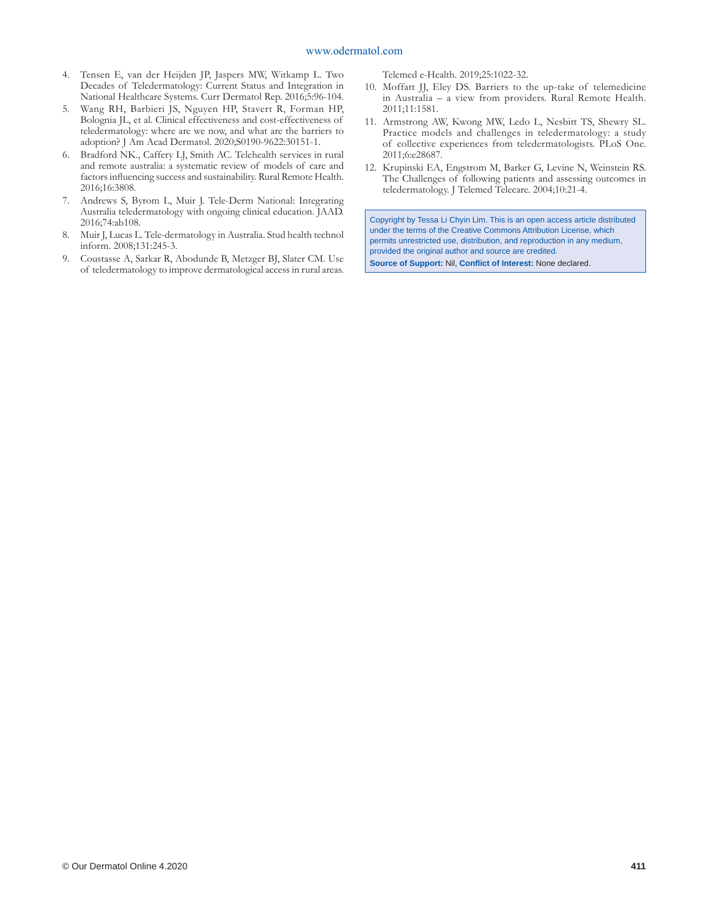4. Tensen E, van der Heijden JP, Jaspers MW, Witkamp L. Two Decades of Teledermatology: Current Status and Integration in National Healthcare Systems. Curr Dermatol Rep. 2016;5:96-104.
5. Wang RH, Barbieri JS, Nguyen HP, Stavert R, Forman HP, Bolognia JL, et al. Clinical effectiveness and cost-effectiveness of teledermatology: where are we now, and what are the barriers to adoption? J Am Acad Dermatol. 2020;S0190-9622:30151-1.
6. Bradford NK., Caffery LJ, Smith AC. Telehealth services in rural and remote australia: a systematic review of models of care and factors influencing success and sustainability. Rural Remote Health. 2016;16:3808.
7. Andrews S, Byrom L, Muir J. Tele-Derm National: Integrating Australia teledermatology with ongoing clinical education. JAAD. 2016;74:ab108.
8. Muir J, Lucas L. Tele-dermatology in Australia. Stud health technol inform. 2008;131:245-3.
9. Coustasse A, Sarkar R, Abodunde B, Metzger BJ, Slater CM. Use of teledermatology to improve dermatological access in rural areas. Telemed e-Health. 2019;25:1022-32.
10. Moffatt JJ, Eley DS. Barriers to the up-take of telemedicine in Australia – a view from providers. Rural Remote Health. 2011;11:1581.
11. Armstrong AW, Kwong MW, Ledo L, Nesbitt TS, Shewry SL. Practice models and challenges in teledermatology: a study of collective experiences from teledermatologists. PLoS One. 2011;6:e28687.
12. Krupinski EA, Engstrom M, Barker G, Levine N, Weinstein RS. The Challenges of following patients and assessing outcomes in teledermatology. J Telemed Telecare. 2004;10:21-4.

Copyright by Tessa Li Chyin Lim. This is an open access article distributed under the terms of the Creative Commons Attribution License, which permits unrestricted use, distribution, and reproduction in any medium, provided the original author and source are credited.

**Source of Support:** Nil, **Conflict of Interest:** None declared.